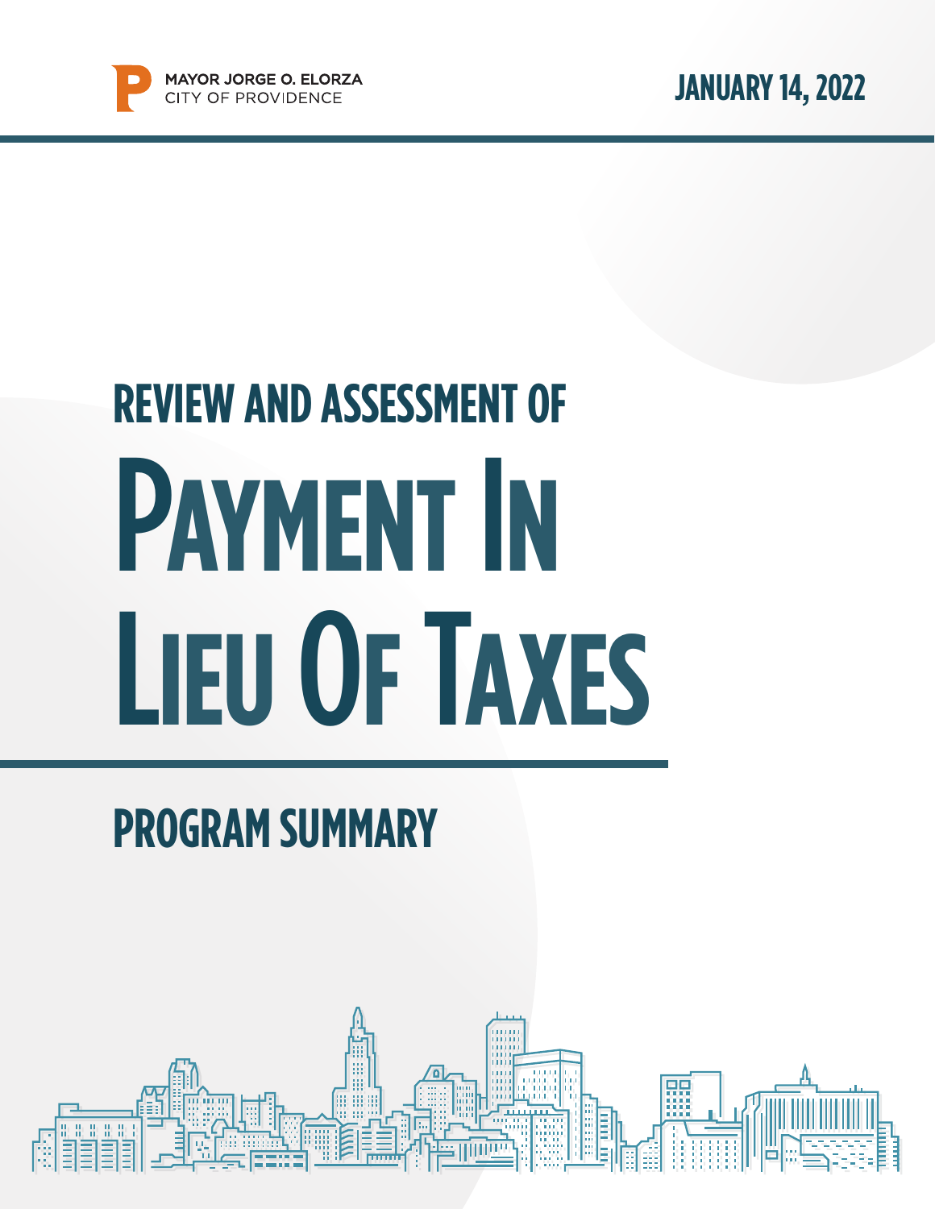MAYOR JORGE O. ELORZA
CITY OF PROVIDENCE

JANUARY 14, 2022

# REVIEW AND ASSESSMENT OF PAYMENT IN LIEU OF TAXES

## PROGRAM SUMMARY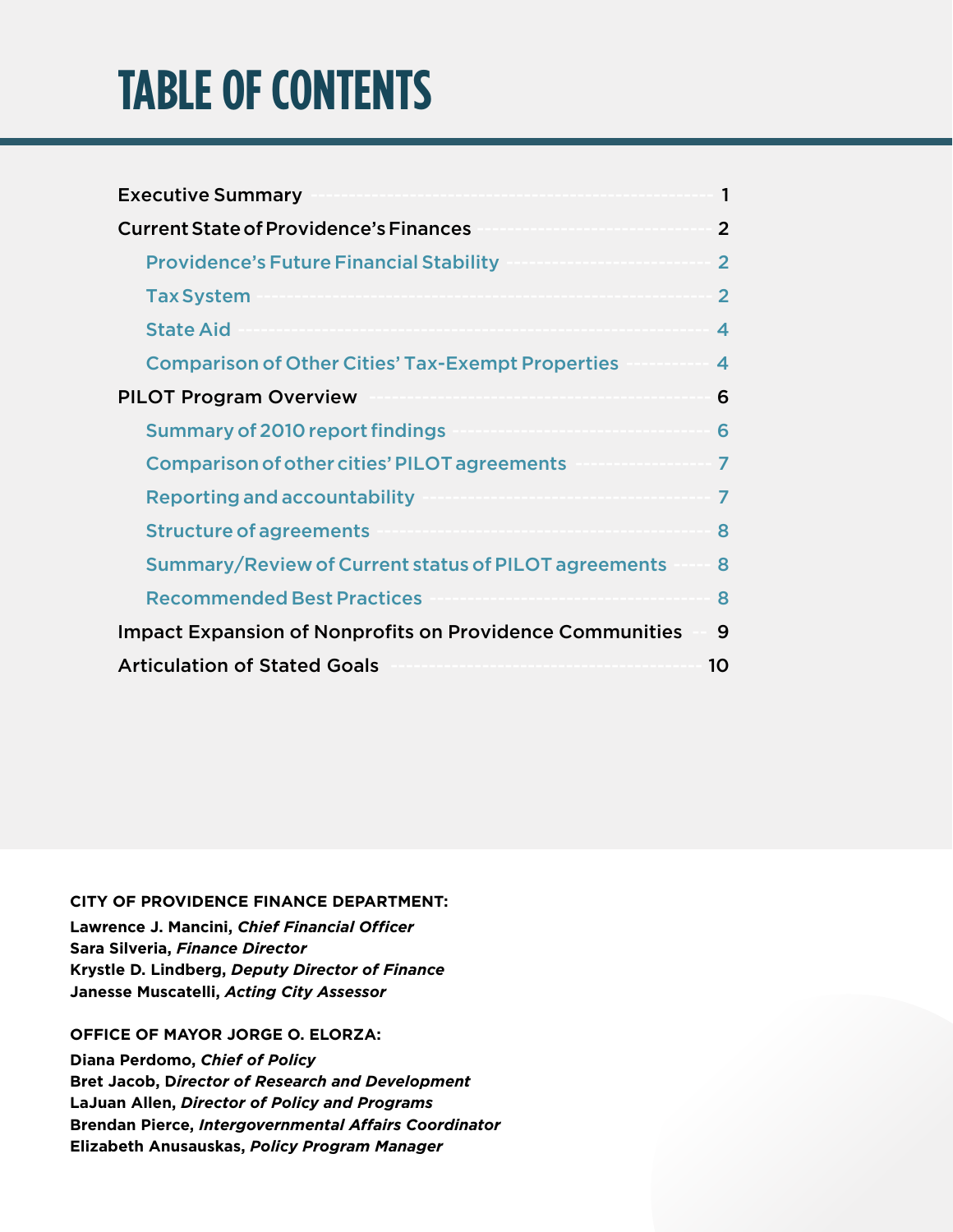# TABLE OF CONTENTS

- Executive Summary ........ 1
- Current State of Providence's Finances ........ 2
  - Providence's Future Financial Stability ........ 2
  - Tax System ........ 2
  - State Aid ........ 4
  - Comparison of Other Cities' Tax-Exempt Properties ........ 4
- PILOT Program Overview ........ 6
  - Summary of 2010 report findings ........ 6
  - Comparison of other cities' PILOT agreements ........ 7
  - Reporting and accountability ........ 7
  - Structure of agreements ........ 8
  - Summary/Review of Current status of PILOT agreements ........ 8
  - Recommended Best Practices ........ 8
- Impact Expansion of Nonprofits on Providence Communities ........ 9
- Articulation of Stated Goals ........ 10

**CITY OF PROVIDENCE FINANCE DEPARTMENT:**

**Lawrence J. Mancini, *Chief Financial Officer***
**Sara Silveria, *Finance Director***
**Krystle D. Lindberg, *Deputy Director of Finance***
**Janesse Muscatelli, *Acting City Assessor***

**OFFICE OF MAYOR JORGE O. ELORZA:**

**Diana Perdomo, *Chief of Policy***
**Bret Jacob, *Director of Research and Development***
**LaJuan Allen, *Director of Policy and Programs***
**Brendan Pierce, *Intergovernmental Affairs Coordinator***
**Elizabeth Anusauskas, *Policy Program Manager***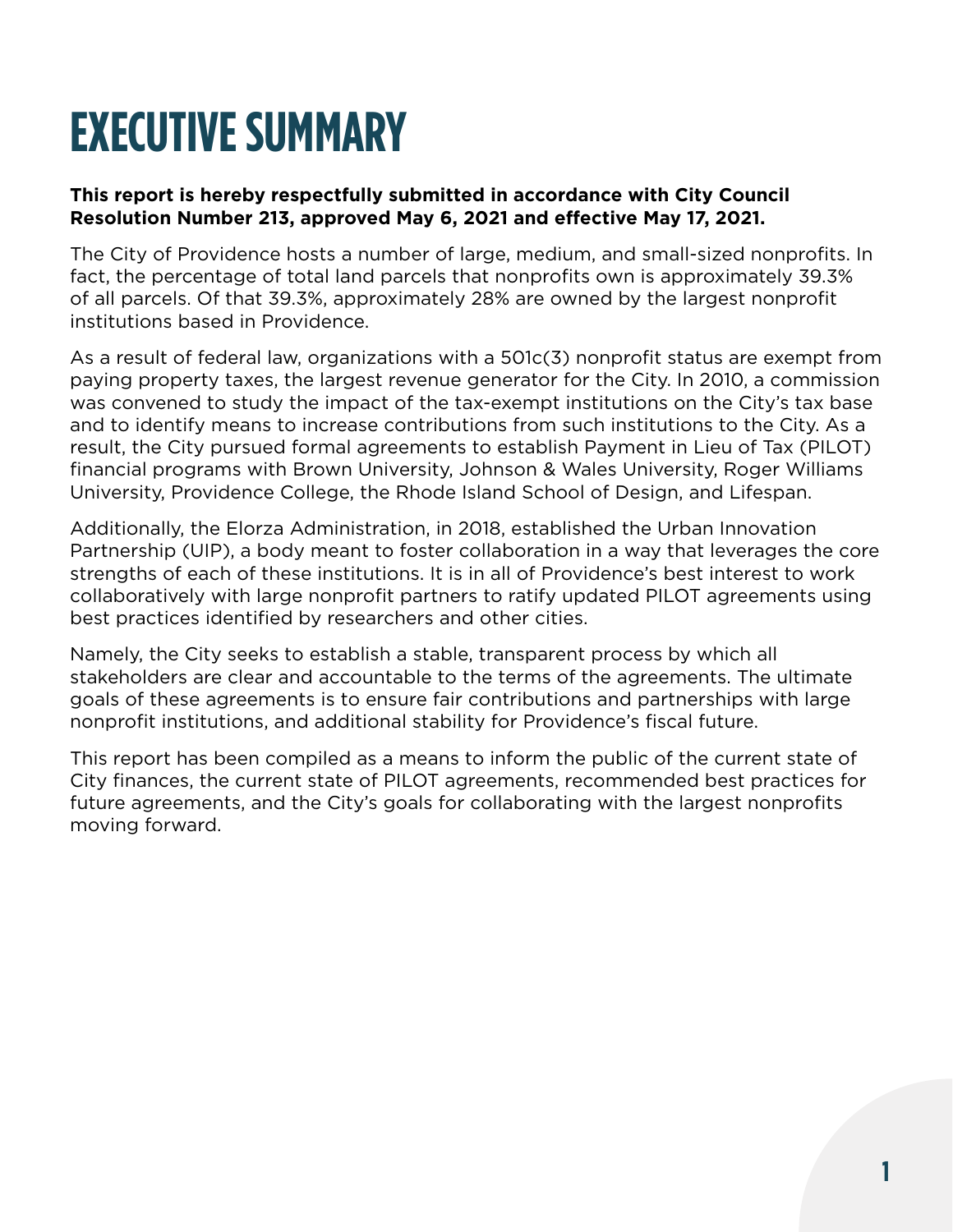# EXECUTIVE SUMMARY

**This report is hereby respectfully submitted in accordance with City Council Resolution Number 213, approved May 6, 2021 and effective May 17, 2021.**

The City of Providence hosts a number of large, medium, and small-sized nonprofits. In fact, the percentage of total land parcels that nonprofits own is approximately 39.3% of all parcels. Of that 39.3%, approximately 28% are owned by the largest nonprofit institutions based in Providence.

As a result of federal law, organizations with a 501c(3) nonprofit status are exempt from paying property taxes, the largest revenue generator for the City. In 2010, a commission was convened to study the impact of the tax-exempt institutions on the City's tax base and to identify means to increase contributions from such institutions to the City. As a result, the City pursued formal agreements to establish Payment in Lieu of Tax (PILOT) financial programs with Brown University, Johnson & Wales University, Roger Williams University, Providence College, the Rhode Island School of Design, and Lifespan.

Additionally, the Elorza Administration, in 2018, established the Urban Innovation Partnership (UIP), a body meant to foster collaboration in a way that leverages the core strengths of each of these institutions. It is in all of Providence's best interest to work collaboratively with large nonprofit partners to ratify updated PILOT agreements using best practices identified by researchers and other cities.

Namely, the City seeks to establish a stable, transparent process by which all stakeholders are clear and accountable to the terms of the agreements. The ultimate goals of these agreements is to ensure fair contributions and partnerships with large nonprofit institutions, and additional stability for Providence's fiscal future.

This report has been compiled as a means to inform the public of the current state of City finances, the current state of PILOT agreements, recommended best practices for future agreements, and the City's goals for collaborating with the largest nonprofits moving forward.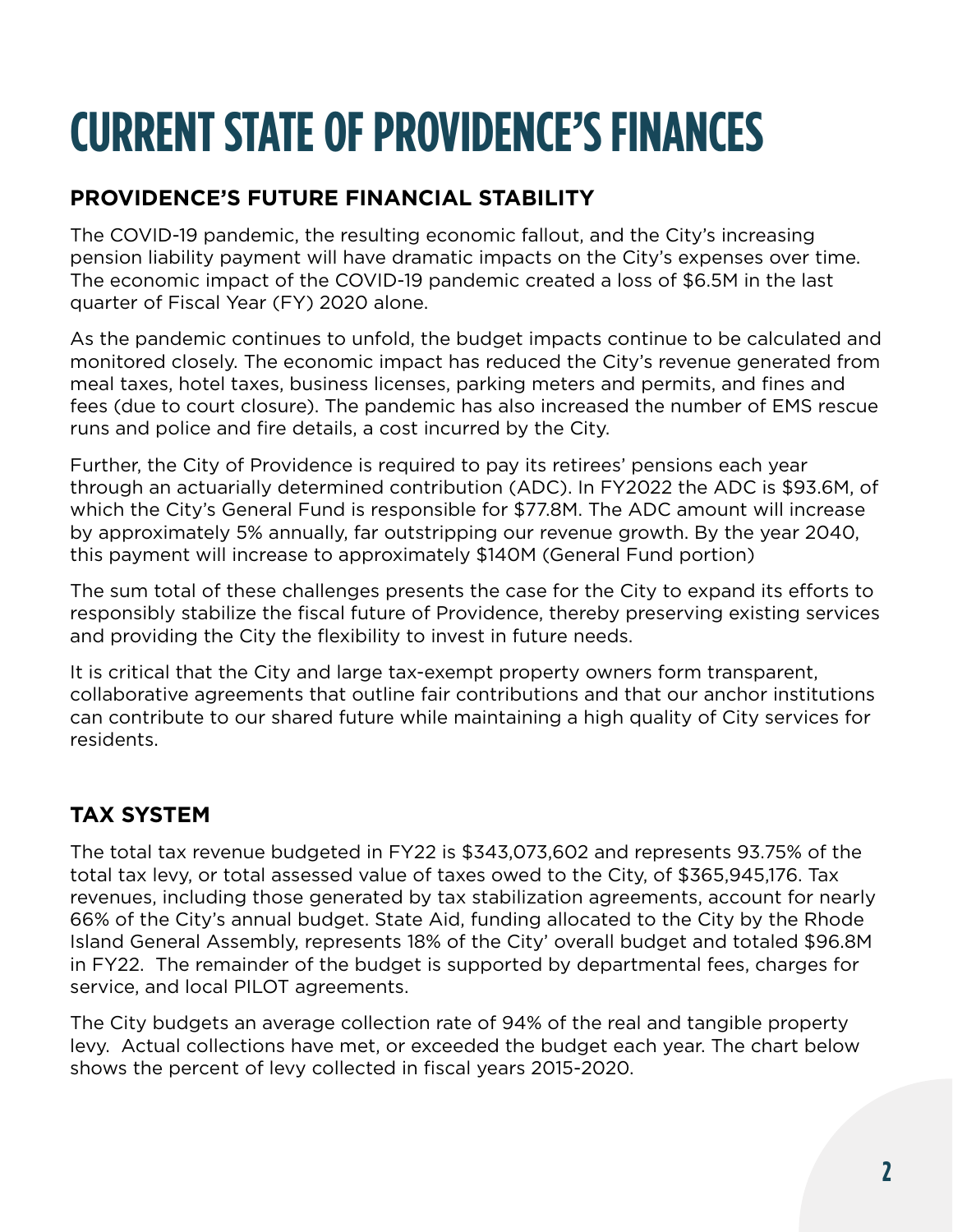# CURRENT STATE OF PROVIDENCE'S FINANCES

## PROVIDENCE'S FUTURE FINANCIAL STABILITY

The COVID-19 pandemic, the resulting economic fallout, and the City's increasing pension liability payment will have dramatic impacts on the City's expenses over time. The economic impact of the COVID-19 pandemic created a loss of $6.5M in the last quarter of Fiscal Year (FY) 2020 alone.

As the pandemic continues to unfold, the budget impacts continue to be calculated and monitored closely. The economic impact has reduced the City's revenue generated from meal taxes, hotel taxes, business licenses, parking meters and permits, and fines and fees (due to court closure). The pandemic has also increased the number of EMS rescue runs and police and fire details, a cost incurred by the City.

Further, the City of Providence is required to pay its retirees' pensions each year through an actuarially determined contribution (ADC). In FY2022 the ADC is $93.6M, of which the City's General Fund is responsible for $77.8M. The ADC amount will increase by approximately 5% annually, far outstripping our revenue growth. By the year 2040, this payment will increase to approximately $140M (General Fund portion)

The sum total of these challenges presents the case for the City to expand its efforts to responsibly stabilize the fiscal future of Providence, thereby preserving existing services and providing the City the flexibility to invest in future needs.

It is critical that the City and large tax-exempt property owners form transparent, collaborative agreements that outline fair contributions and that our anchor institutions can contribute to our shared future while maintaining a high quality of City services for residents.

## TAX SYSTEM

The total tax revenue budgeted in FY22 is $343,073,602 and represents 93.75% of the total tax levy, or total assessed value of taxes owed to the City, of $365,945,176. Tax revenues, including those generated by tax stabilization agreements, account for nearly 66% of the City's annual budget. State Aid, funding allocated to the City by the Rhode Island General Assembly, represents 18% of the City' overall budget and totaled $96.8M in FY22. The remainder of the budget is supported by departmental fees, charges for service, and local PILOT agreements.

The City budgets an average collection rate of 94% of the real and tangible property levy. Actual collections have met, or exceeded the budget each year. The chart below shows the percent of levy collected in fiscal years 2015-2020.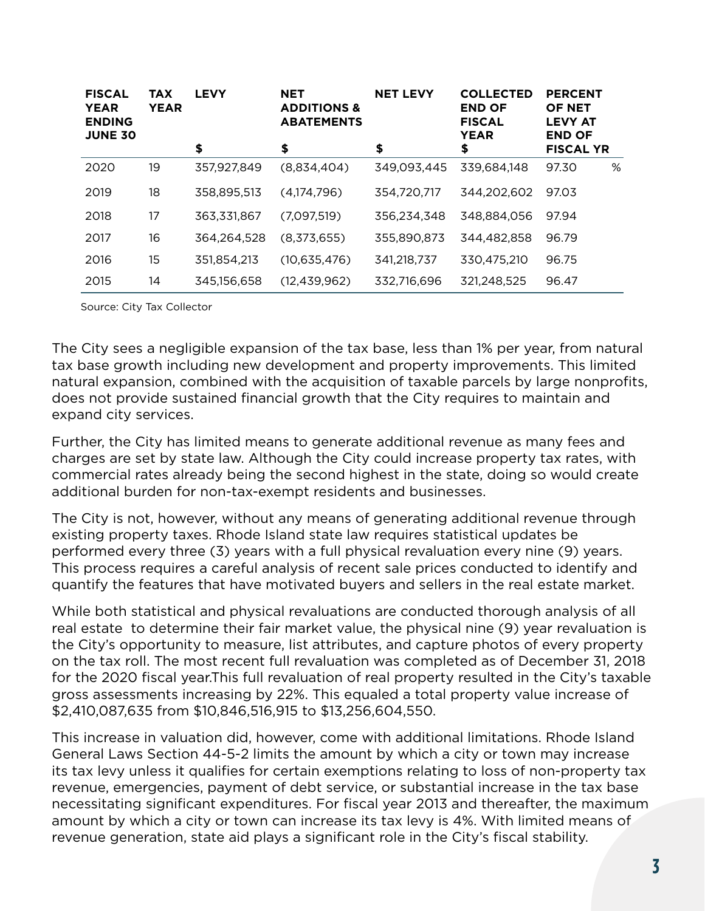| FISCAL YEAR ENDING JUNE 30 | TAX YEAR | LEVY<br>$ | NET ADDITIONS & ABATEMENTS<br>$ | NET LEVY<br>$ | COLLECTED END OF FISCAL YEAR<br>$ | PERCENT OF NET LEVY AT END OF FISCAL YR |
|---|---|---|---|---|---|---|
| 2020 | 19 | 357,927,849 | (8,834,404) | 349,093,445 | 339,684,148 | 97.30 % |
| 2019 | 18 | 358,895,513 | (4,174,796) | 354,720,717 | 344,202,602 | 97.03 |
| 2018 | 17 | 363,331,867 | (7,097,519) | 356,234,348 | 348,884,056 | 97.94 |
| 2017 | 16 | 364,264,528 | (8,373,655) | 355,890,873 | 344,482,858 | 96.79 |
| 2016 | 15 | 351,854,213 | (10,635,476) | 341,218,737 | 330,475,210 | 96.75 |
| 2015 | 14 | 345,156,658 | (12,439,962) | 332,716,696 | 321,248,525 | 96.47 |

Source: City Tax Collector

The City sees a negligible expansion of the tax base, less than 1% per year, from natural tax base growth including new development and property improvements. This limited natural expansion, combined with the acquisition of taxable parcels by large nonprofits, does not provide sustained financial growth that the City requires to maintain and expand city services.

Further, the City has limited means to generate additional revenue as many fees and charges are set by state law. Although the City could increase property tax rates, with commercial rates already being the second highest in the state, doing so would create additional burden for non-tax-exempt residents and businesses.

The City is not, however, without any means of generating additional revenue through existing property taxes. Rhode Island state law requires statistical updates be performed every three (3) years with a full physical revaluation every nine (9) years. This process requires a careful analysis of recent sale prices conducted to identify and quantify the features that have motivated buyers and sellers in the real estate market.

While both statistical and physical revaluations are conducted thorough analysis of all real estate to determine their fair market value, the physical nine (9) year revaluation is the City's opportunity to measure, list attributes, and capture photos of every property on the tax roll. The most recent full revaluation was completed as of December 31, 2018 for the 2020 fiscal year.This full revaluation of real property resulted in the City's taxable gross assessments increasing by 22%. This equaled a total property value increase of $2,410,087,635 from $10,846,516,915 to $13,256,604,550.

This increase in valuation did, however, come with additional limitations. Rhode Island General Laws Section 44-5-2 limits the amount by which a city or town may increase its tax levy unless it qualifies for certain exemptions relating to loss of non-property tax revenue, emergencies, payment of debt service, or substantial increase in the tax base necessitating significant expenditures. For fiscal year 2013 and thereafter, the maximum amount by which a city or town can increase its tax levy is 4%. With limited means of revenue generation, state aid plays a significant role in the City's fiscal stability.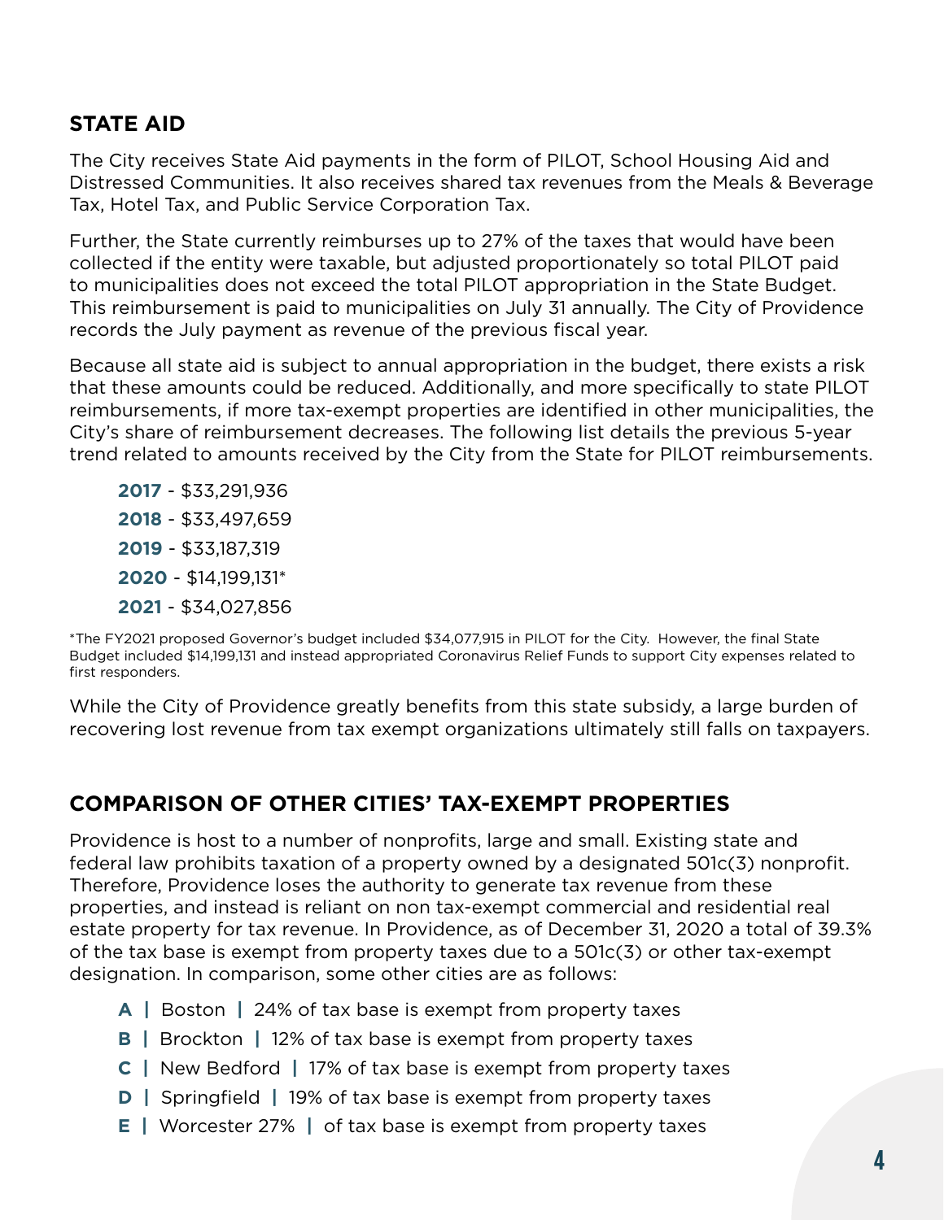## STATE AID

The City receives State Aid payments in the form of PILOT, School Housing Aid and Distressed Communities. It also receives shared tax revenues from the Meals & Beverage Tax, Hotel Tax, and Public Service Corporation Tax.

Further, the State currently reimburses up to 27% of the taxes that would have been collected if the entity were taxable, but adjusted proportionately so total PILOT paid to municipalities does not exceed the total PILOT appropriation in the State Budget. This reimbursement is paid to municipalities on July 31 annually. The City of Providence records the July payment as revenue of the previous fiscal year.

Because all state aid is subject to annual appropriation in the budget, there exists a risk that these amounts could be reduced. Additionally, and more specifically to state PILOT reimbursements, if more tax-exempt properties are identified in other municipalities, the City's share of reimbursement decreases. The following list details the previous 5-year trend related to amounts received by the City from the State for PILOT reimbursements.

- **2017** - $33,291,936
- **2018** - $33,497,659
- **2019** - $33,187,319
- **2020** - $14,199,131*
- **2021** - $34,027,856

*The FY2021 proposed Governor's budget included $34,077,915 in PILOT for the City. However, the final State Budget included $14,199,131 and instead appropriated Coronavirus Relief Funds to support City expenses related to first responders.

While the City of Providence greatly benefits from this state subsidy, a large burden of recovering lost revenue from tax exempt organizations ultimately still falls on taxpayers.

## COMPARISON OF OTHER CITIES' TAX-EXEMPT PROPERTIES

Providence is host to a number of nonprofits, large and small. Existing state and federal law prohibits taxation of a property owned by a designated 501c(3) nonprofit. Therefore, Providence loses the authority to generate tax revenue from these properties, and instead is reliant on non tax-exempt commercial and residential real estate property for tax revenue. In Providence, as of December 31, 2020 a total of 39.3% of the tax base is exempt from property taxes due to a 501c(3) or other tax-exempt designation. In comparison, some other cities are as follows:

- **A |** Boston **|** 24% of tax base is exempt from property taxes
- **B |** Brockton **|** 12% of tax base is exempt from property taxes
- **C |** New Bedford **|** 17% of tax base is exempt from property taxes
- **D |** Springfield **|** 19% of tax base is exempt from property taxes
- **E |** Worcester 27% **|** of tax base is exempt from property taxes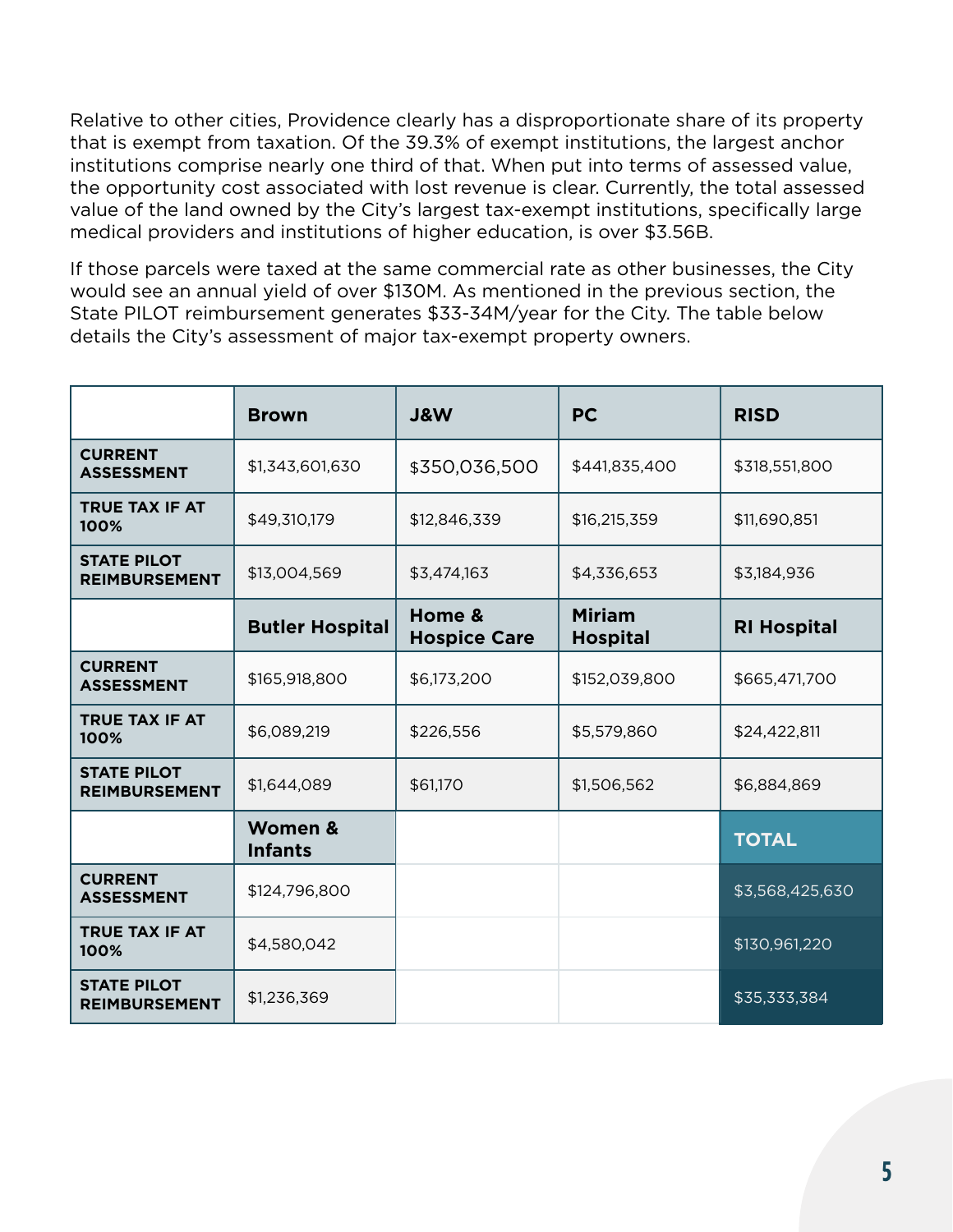Relative to other cities, Providence clearly has a disproportionate share of its property that is exempt from taxation. Of the 39.3% of exempt institutions, the largest anchor institutions comprise nearly one third of that. When put into terms of assessed value, the opportunity cost associated with lost revenue is clear. Currently, the total assessed value of the land owned by the City's largest tax-exempt institutions, specifically large medical providers and institutions of higher education, is over $3.56B.

If those parcels were taxed at the same commercial rate as other businesses, the City would see an annual yield of over $130M. As mentioned in the previous section, the State PILOT reimbursement generates $33-34M/year for the City. The table below details the City's assessment of major tax-exempt property owners.

| | **Brown** | **J&W** | **PC** | **RISD** |
|---|---|---|---|---|
| **CURRENT ASSESSMENT** | $1,343,601,630 | $350,036,500 | $441,835,400 | $318,551,800 |
| **TRUE TAX IF AT 100%** | $49,310,179 | $12,846,339 | $16,215,359 | $11,690,851 |
| **STATE PILOT REIMBURSEMENT** | $13,004,569 | $3,474,163 | $4,336,653 | $3,184,936 |
| | **Butler Hospital** | **Home & Hospice Care** | **Miriam Hospital** | **RI Hospital** |
| **CURRENT ASSESSMENT** | $165,918,800 | $6,173,200 | $152,039,800 | $665,471,700 |
| **TRUE TAX IF AT 100%** | $6,089,219 | $226,556 | $5,579,860 | $24,422,811 |
| **STATE PILOT REIMBURSEMENT** | $1,644,089 | $61,170 | $1,506,562 | $6,884,869 |
| | **Women & Infants** | | | **TOTAL** |
| **CURRENT ASSESSMENT** | $124,796,800 | | | $3,568,425,630 |
| **TRUE TAX IF AT 100%** | $4,580,042 | | | $130,961,220 |
| **STATE PILOT REIMBURSEMENT** | $1,236,369 | | | $35,333,384 |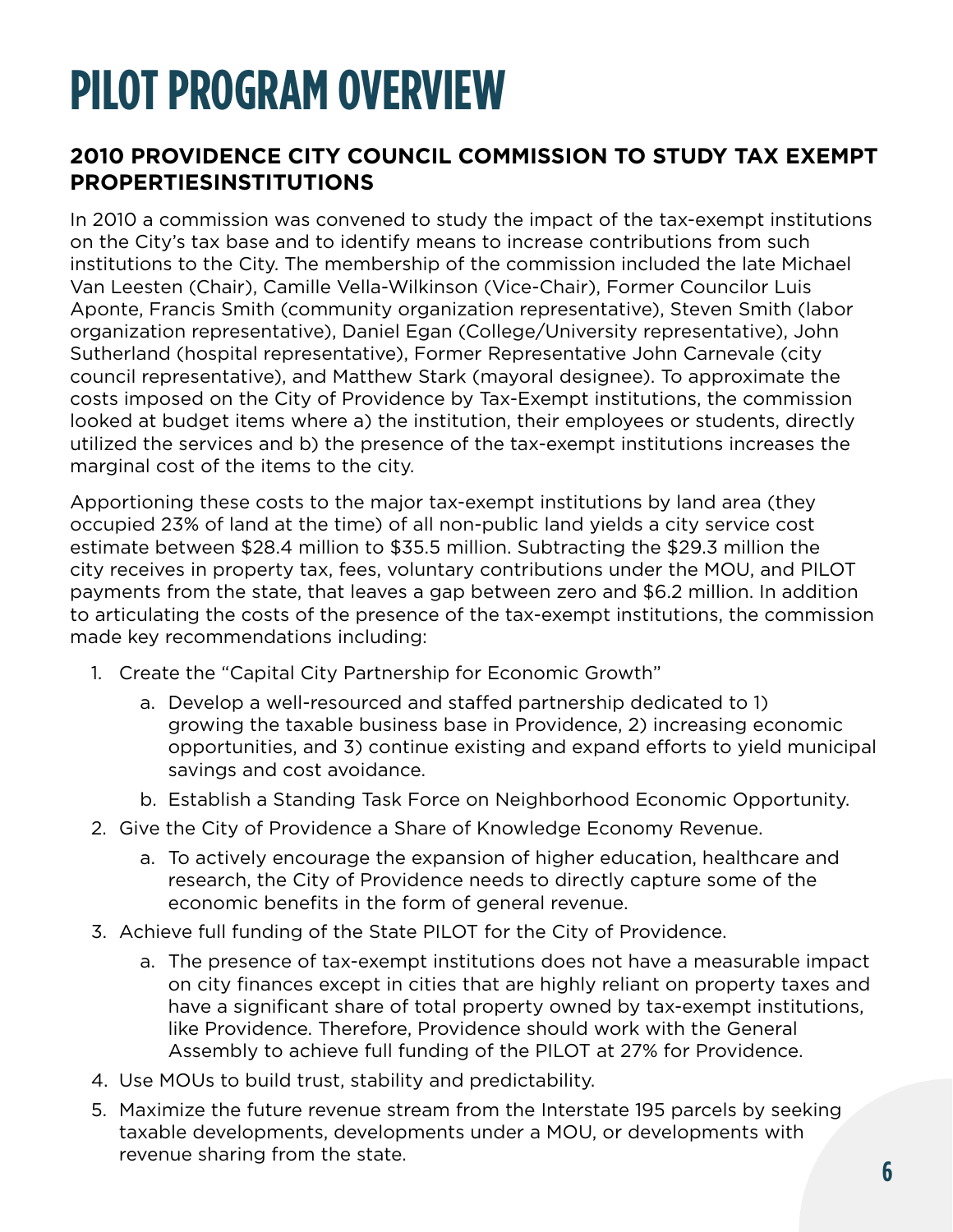# PILOT PROGRAM OVERVIEW

## 2010 PROVIDENCE CITY COUNCIL COMMISSION TO STUDY TAX EXEMPT PROPERTIESINSTITUTIONS

In 2010 a commission was convened to study the impact of the tax-exempt institutions on the City's tax base and to identify means to increase contributions from such institutions to the City. The membership of the commission included the late Michael Van Leesten (Chair), Camille Vella-Wilkinson (Vice-Chair), Former Councilor Luis Aponte, Francis Smith (community organization representative), Steven Smith (labor organization representative), Daniel Egan (College/University representative), John Sutherland (hospital representative), Former Representative John Carnevale (city council representative), and Matthew Stark (mayoral designee). To approximate the costs imposed on the City of Providence by Tax-Exempt institutions, the commission looked at budget items where a) the institution, their employees or students, directly utilized the services and b) the presence of the tax-exempt institutions increases the marginal cost of the items to the city.

Apportioning these costs to the major tax-exempt institutions by land area (they occupied 23% of land at the time) of all non-public land yields a city service cost estimate between $28.4 million to $35.5 million. Subtracting the $29.3 million the city receives in property tax, fees, voluntary contributions under the MOU, and PILOT payments from the state, that leaves a gap between zero and $6.2 million. In addition to articulating the costs of the presence of the tax-exempt institutions, the commission made key recommendations including:

1. Create the "Capital City Partnership for Economic Growth"
   a. Develop a well-resourced and staffed partnership dedicated to 1) growing the taxable business base in Providence, 2) increasing economic opportunities, and 3) continue existing and expand efforts to yield municipal savings and cost avoidance.
   b. Establish a Standing Task Force on Neighborhood Economic Opportunity.
2. Give the City of Providence a Share of Knowledge Economy Revenue.
   a. To actively encourage the expansion of higher education, healthcare and research, the City of Providence needs to directly capture some of the economic benefits in the form of general revenue.
3. Achieve full funding of the State PILOT for the City of Providence.
   a. The presence of tax-exempt institutions does not have a measurable impact on city finances except in cities that are highly reliant on property taxes and have a significant share of total property owned by tax-exempt institutions, like Providence. Therefore, Providence should work with the General Assembly to achieve full funding of the PILOT at 27% for Providence.
4. Use MOUs to build trust, stability and predictability.
5. Maximize the future revenue stream from the Interstate 195 parcels by seeking taxable developments, developments under a MOU, or developments with revenue sharing from the state.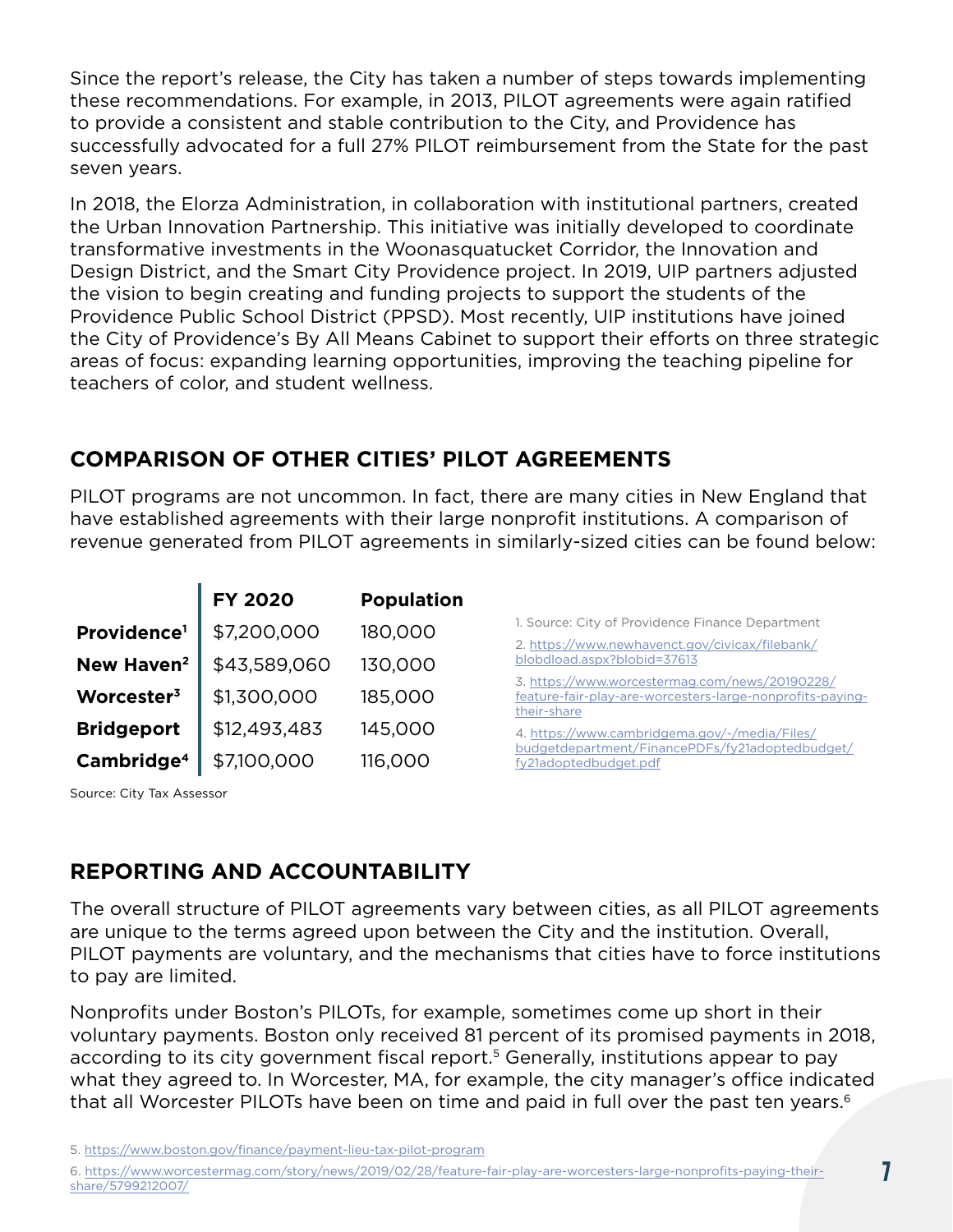Since the report's release, the City has taken a number of steps towards implementing these recommendations. For example, in 2013, PILOT agreements were again ratified to provide a consistent and stable contribution to the City, and Providence has successfully advocated for a full 27% PILOT reimbursement from the State for the past seven years.

In 2018, the Elorza Administration, in collaboration with institutional partners, created the Urban Innovation Partnership. This initiative was initially developed to coordinate transformative investments in the Woonasquatucket Corridor, the Innovation and Design District, and the Smart City Providence project. In 2019, UIP partners adjusted the vision to begin creating and funding projects to support the students of the Providence Public School District (PPSD). Most recently, UIP institutions have joined the City of Providence's By All Means Cabinet to support their efforts on three strategic areas of focus: expanding learning opportunities, improving the teaching pipeline for teachers of color, and student wellness.

## COMPARISON OF OTHER CITIES' PILOT AGREEMENTS

PILOT programs are not uncommon. In fact, there are many cities in New England that have established agreements with their large nonprofit institutions. A comparison of revenue generated from PILOT agreements in similarly-sized cities can be found below:

| | FY 2020 | Population |
|---|---|---|
| **Providence**[1] | $7,200,000 | 180,000 |
| **New Haven**[2] | $43,589,060 | 130,000 |
| **Worcester**[3] | $1,300,000 | 185,000 |
| **Bridgeport** | $12,493,483 | 145,000 |
| **Cambridge**[4] | $7,100,000 | 116,000 |

Source: City Tax Assessor

1. Source: City of Providence Finance Department
2. https://www.newhavenct.gov/civicax/filebank/blobdload.aspx?blobid=37613
3. https://www.worcestermag.com/news/20190228/feature-fair-play-are-worcesters-large-nonprofits-paying-their-share
4. https://www.cambridgema.gov/-/media/Files/budgetdepartment/FinancePDFs/fy21adoptedbudget/fy21adoptedbudget.pdf

## REPORTING AND ACCOUNTABILITY

The overall structure of PILOT agreements vary between cities, as all PILOT agreements are unique to the terms agreed upon between the City and the institution. Overall, PILOT payments are voluntary, and the mechanisms that cities have to force institutions to pay are limited.

Nonprofits under Boston's PILOTs, for example, sometimes come up short in their voluntary payments. Boston only received 81 percent of its promised payments in 2018, according to its city government fiscal report.[5] Generally, institutions appear to pay what they agreed to. In Worcester, MA, for example, the city manager's office indicated that all Worcester PILOTs have been on time and paid in full over the past ten years.[6]

5. https://www.boston.gov/finance/payment-lieu-tax-pilot-program

6. https://www.worcestermag.com/story/news/2019/02/28/feature-fair-play-are-worcesters-large-nonprofits-paying-their-share/5799212007/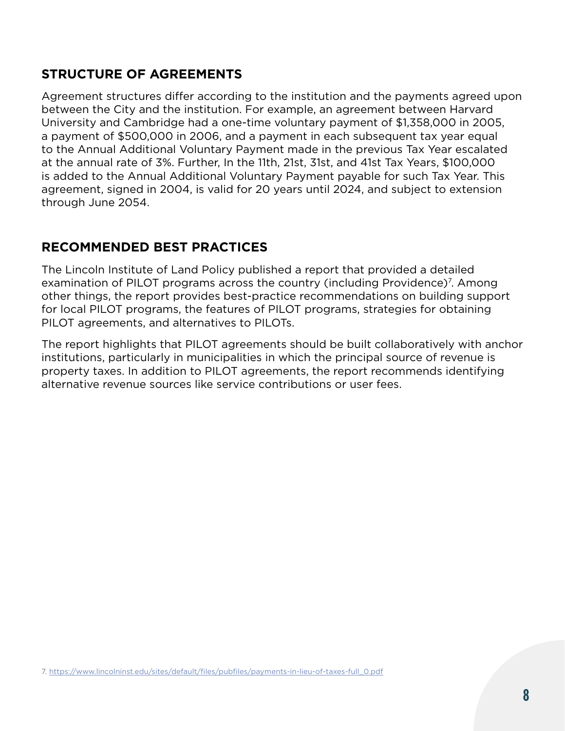## STRUCTURE OF AGREEMENTS

Agreement structures differ according to the institution and the payments agreed upon between the City and the institution. For example, an agreement between Harvard University and Cambridge had a one-time voluntary payment of $1,358,000 in 2005, a payment of $500,000 in 2006, and a payment in each subsequent tax year equal to the Annual Additional Voluntary Payment made in the previous Tax Year escalated at the annual rate of 3%. Further, In the 11th, 21st, 31st, and 41st Tax Years, $100,000 is added to the Annual Additional Voluntary Payment payable for such Tax Year. This agreement, signed in 2004, is valid for 20 years until 2024, and subject to extension through June 2054.

## RECOMMENDED BEST PRACTICES

The Lincoln Institute of Land Policy published a report that provided a detailed examination of PILOT programs across the country (including Providence)[7]. Among other things, the report provides best-practice recommendations on building support for local PILOT programs, the features of PILOT programs, strategies for obtaining PILOT agreements, and alternatives to PILOTs.

The report highlights that PILOT agreements should be built collaboratively with anchor institutions, particularly in municipalities in which the principal source of revenue is property taxes. In addition to PILOT agreements, the report recommends identifying alternative revenue sources like service contributions or user fees.

7. https://www.lincolninst.edu/sites/default/files/pubfiles/payments-in-lieu-of-taxes-full_0.pdf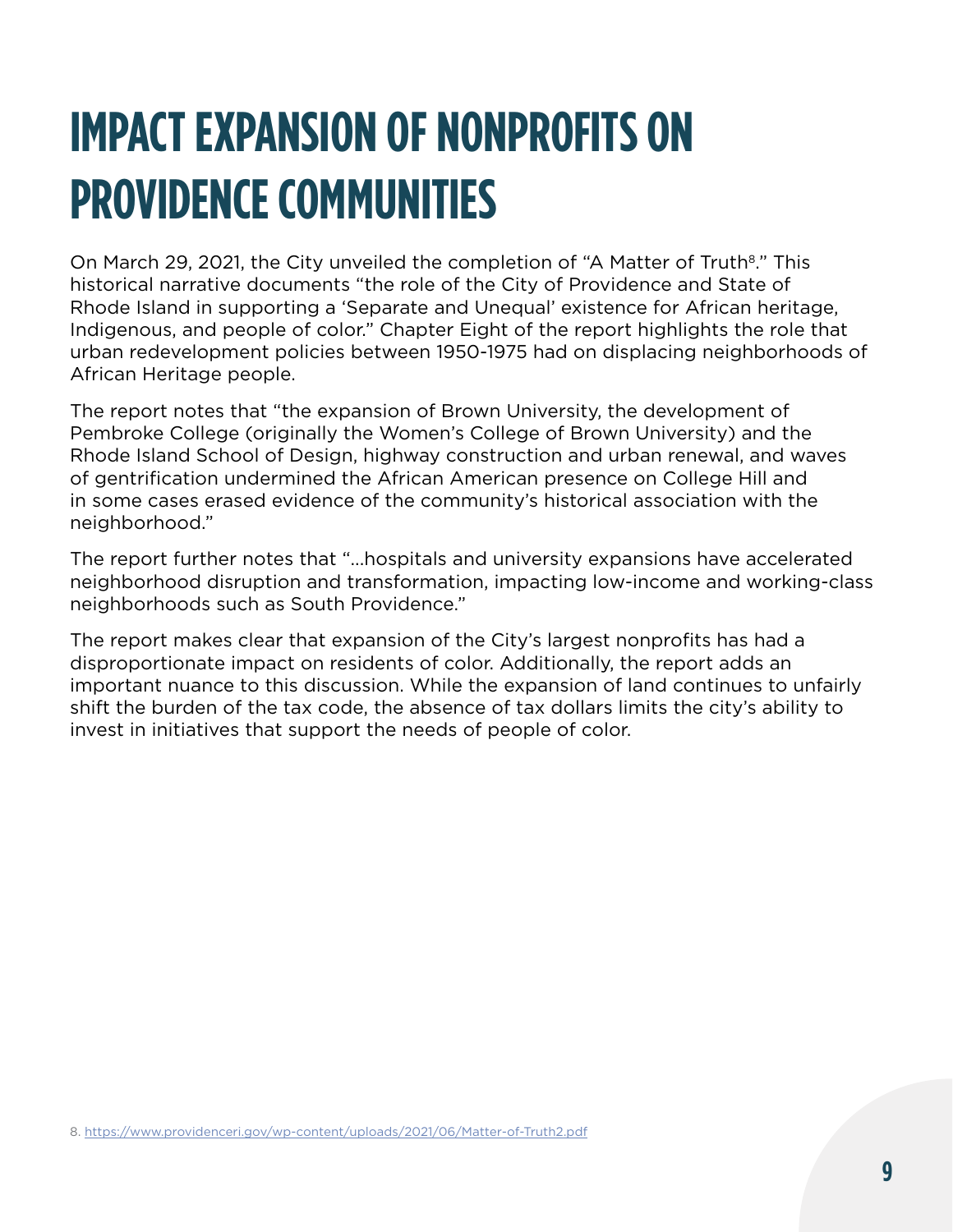# IMPACT EXPANSION OF NONPROFITS ON PROVIDENCE COMMUNITIES

On March 29, 2021, the City unveiled the completion of "A Matter of Truth[8]." This historical narrative documents "the role of the City of Providence and State of Rhode Island in supporting a 'Separate and Unequal' existence for African heritage, Indigenous, and people of color." Chapter Eight of the report highlights the role that urban redevelopment policies between 1950-1975 had on displacing neighborhoods of African Heritage people.

The report notes that "the expansion of Brown University, the development of Pembroke College (originally the Women's College of Brown University) and the Rhode Island School of Design, highway construction and urban renewal, and waves of gentrification undermined the African American presence on College Hill and in some cases erased evidence of the community's historical association with the neighborhood."

The report further notes that "…hospitals and university expansions have accelerated neighborhood disruption and transformation, impacting low-income and working-class neighborhoods such as South Providence."

The report makes clear that expansion of the City's largest nonprofits has had a disproportionate impact on residents of color. Additionally, the report adds an important nuance to this discussion. While the expansion of land continues to unfairly shift the burden of the tax code, the absence of tax dollars limits the city's ability to invest in initiatives that support the needs of people of color.

8. https://www.providenceri.gov/wp-content/uploads/2021/06/Matter-of-Truth2.pdf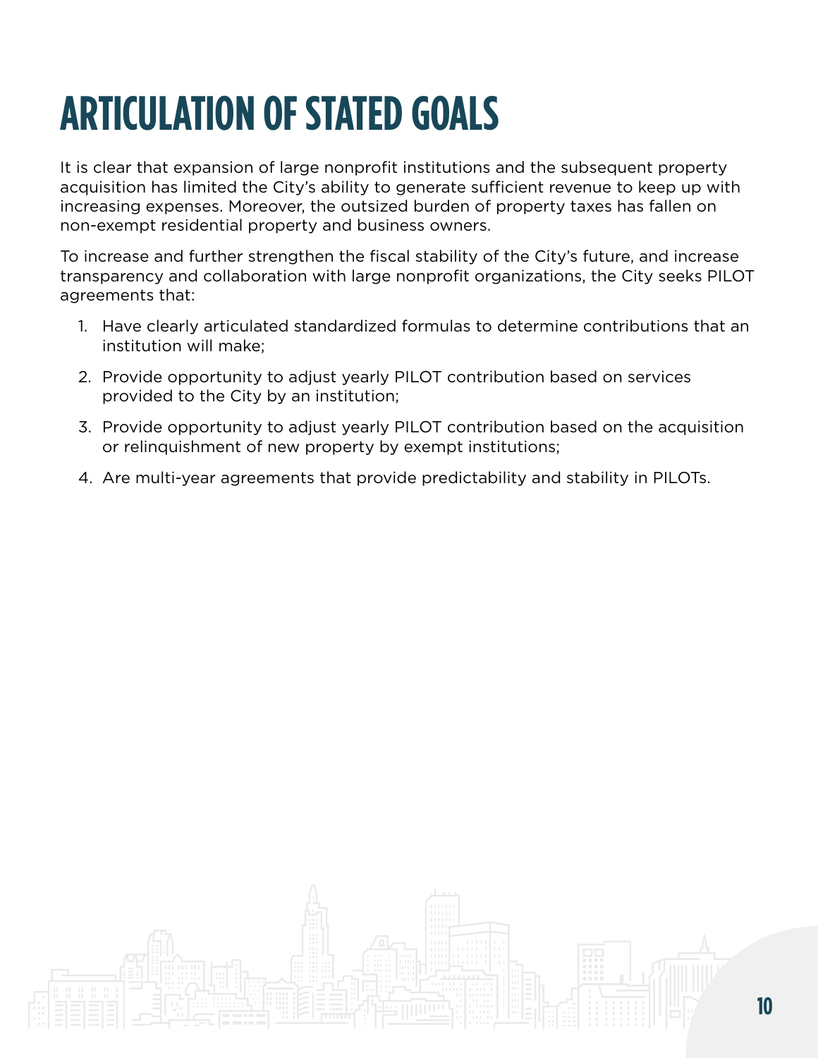# ARTICULATION OF STATED GOALS

It is clear that expansion of large nonprofit institutions and the subsequent property acquisition has limited the City's ability to generate sufficient revenue to keep up with increasing expenses. Moreover, the outsized burden of property taxes has fallen on non-exempt residential property and business owners.

To increase and further strengthen the fiscal stability of the City's future, and increase transparency and collaboration with large nonprofit organizations, the City seeks PILOT agreements that:

1. Have clearly articulated standardized formulas to determine contributions that an institution will make;
2. Provide opportunity to adjust yearly PILOT contribution based on services provided to the City by an institution;
3. Provide opportunity to adjust yearly PILOT contribution based on the acquisition or relinquishment of new property by exempt institutions;
4. Are multi-year agreements that provide predictability and stability in PILOTs.